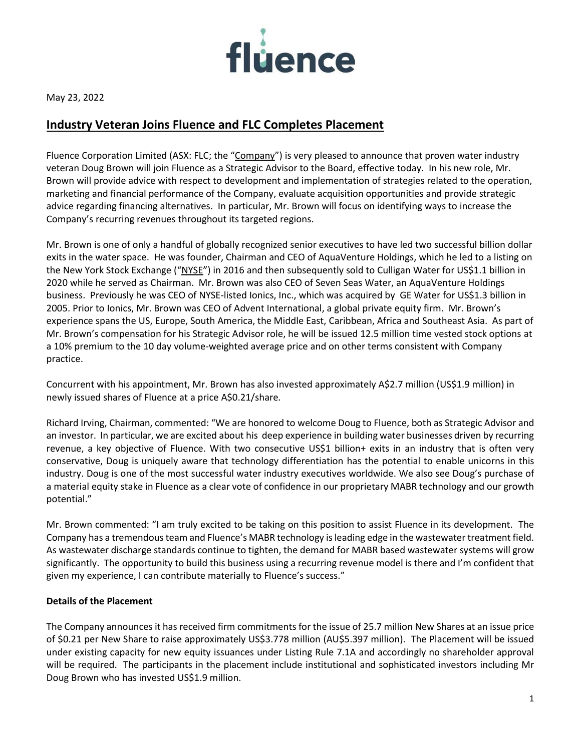May 23, 2022

## Industry Veteran Joins Fluence and FLC Completes Placement

Fluence Corporation Limited (ASX: FLC; the "Company") is very pleased to announce that proven water industry veteran Doug Brown will join Fluence as a Strategic Advisor to the Board, effective today. In his new role, Mr. Brown will provide advice with respect to development and implementation of strategies related to the operation, marketing and financial performance of the Company, evaluate acquisition opportunities and provide strategic advice regarding financing alternatives. In particular, Mr. Brown will focus on identifying ways to increase the Company's recurring revenues throughout its targeted regions.

Mr. Brown is one of only a handful of globally recognized senior executives to have led two successful billion dollar exits in the water space. He was founder, Chairman and CEO of AquaVenture Holdings, which he led to a listing on the New York Stock Exchange ("NYSE") in 2016 and then subsequently sold to Culligan Water for US$1.1 billion in 2020 while he served as Chairman. Mr. Brown was also CEO of Seven Seas Water, an AquaVenture Holdings business. Previously he was CEO of NYSE-listed Ionics, Inc., which was acquired by GE Water for US$1.3 billion in 2005. Prior to Ionics, Mr. Brown was CEO of Advent International, a global private equity firm. Mr. Brown's experience spans the US, Europe, South America, the Middle East, Caribbean, Africa and Southeast Asia. As part of Mr. Brown's compensation for his Strategic Advisor role, he will be issued 12.5 million time vested stock options at a 10% premium to the 10 day volume-weighted average price and on other terms consistent with Company practice.

Concurrent with his appointment, Mr. Brown has also invested approximately A$2.7 million (US$1.9 million) in newly issued shares of Fluence at a price A$0.21/share.

Richard Irving, Chairman, commented: "We are honored to welcome Doug to Fluence, both as Strategic Advisor and an investor. In particular, we are excited about his deep experience in building water businesses driven by recurring revenue, a key objective of Fluence. With two consecutive US$1 billion+ exits in an industry that is often very conservative, Doug is uniquely aware that technology differentiation has the potential to enable unicorns in this industry. Doug is one of the most successful water industry executives worldwide. We also see Doug's purchase of a material equity stake in Fluence as a clear vote of confidence in our proprietary MABR technology and our growth potential."

Mr. Brown commented: "I am truly excited to be taking on this position to assist Fluence in its development. The Company has a tremendous team and Fluence's MABR technology is leading edge in the wastewater treatment field. As wastewater discharge standards continue to tighten, the demand for MABR based wastewater systems will grow significantly. The opportunity to build this business using a recurring revenue model is there and I'm confident that given my experience, I can contribute materially to Fluence's success."

### Details of the Placement

The Company announces it has received firm commitments for the issue of 25.7 million New Shares at an issue price of $0.21 per New Share to raise approximately US$3.778 million (AU$5.397 million). The Placement will be issued under existing capacity for new equity issuances under Listing Rule 7.1A and accordingly no shareholder approval will be required. The participants in the placement include institutional and sophisticated investors including Mr Doug Brown who has invested US$1.9 million.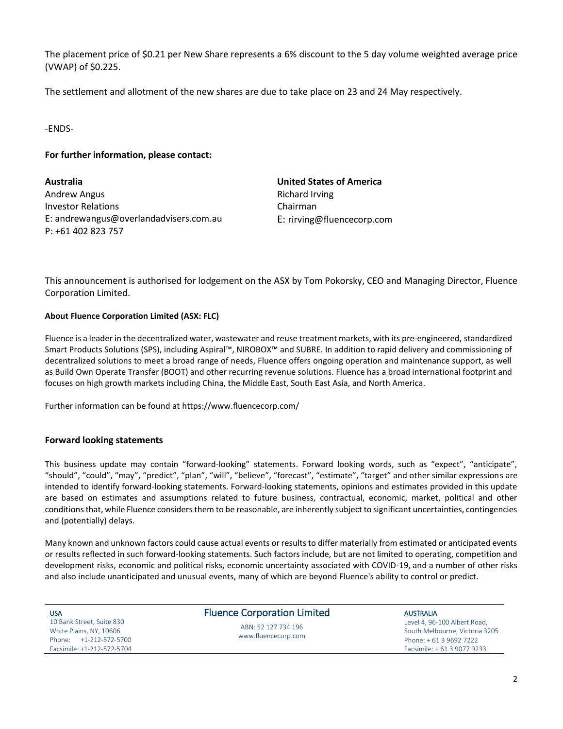The placement price of $0.21 per New Share represents a 6% discount to the 5 day volume weighted average price (VWAP) of $0.225.

The settlement and allotment of the new shares are due to take place on 23 and 24 May respectively.

-ENDS-

**For further information, please contact:**

**Australia**
Andrew Angus
Investor Relations
E: andrewangus@overlandadvisers.com.au
P: +61 402 823 757

**United States of America**
Richard Irving
Chairman
E: rirving@fluencecorp.com

This announcement is authorised for lodgement on the ASX by Tom Pokorsky, CEO and Managing Director, Fluence Corporation Limited.

**About Fluence Corporation Limited (ASX: FLC)**

Fluence is a leader in the decentralized water, wastewater and reuse treatment markets, with its pre-engineered, standardized Smart Products Solutions (SPS), including Aspiral™, NIROBOX™ and SUBRE. In addition to rapid delivery and commissioning of decentralized solutions to meet a broad range of needs, Fluence offers ongoing operation and maintenance support, as well as Build Own Operate Transfer (BOOT) and other recurring revenue solutions. Fluence has a broad international footprint and focuses on high growth markets including China, the Middle East, South East Asia, and North America.

Further information can be found at https://www.fluencecorp.com/

**Forward looking statements**

This business update may contain "forward-looking" statements. Forward looking words, such as "expect", "anticipate", "should", "could", "may", "predict", "plan", "will", "believe", "forecast", "estimate", "target" and other similar expressions are intended to identify forward-looking statements. Forward-looking statements, opinions and estimates provided in this update are based on estimates and assumptions related to future business, contractual, economic, market, political and other conditions that, while Fluence considers them to be reasonable, are inherently subject to significant uncertainties, contingencies and (potentially) delays.

Many known and unknown factors could cause actual events or results to differ materially from estimated or anticipated events or results reflected in such forward-looking statements. Such factors include, but are not limited to operating, competition and development risks, economic and political risks, economic uncertainty associated with COVID-19, and a number of other risks and also include unanticipated and unusual events, many of which are beyond Fluence's ability to control or predict.